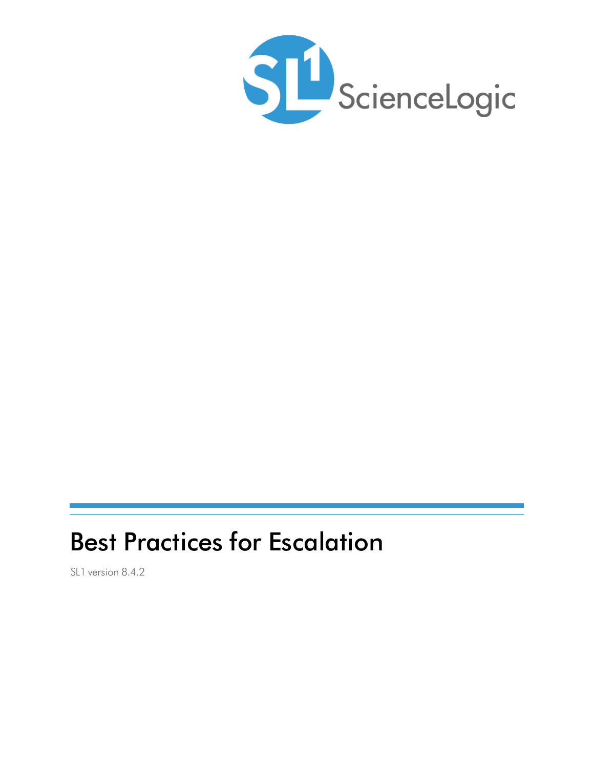SL1 ScienceLogic

# Best Practices for Escalation

SL1 version 8.4.2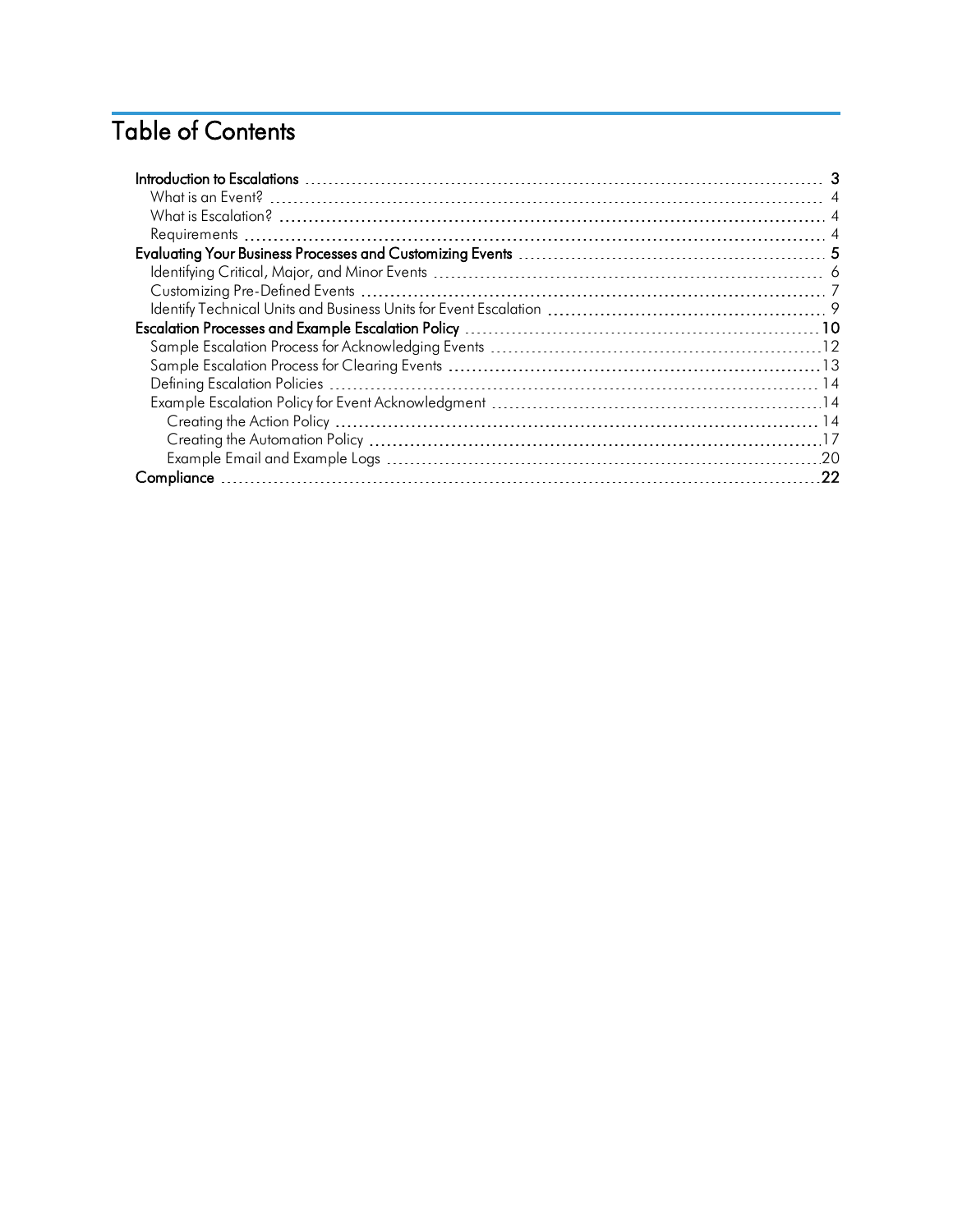# Table of Contents

- **Introduction to Escalations** 3
  - What is an Event? 4
  - What is Escalation? 4
  - Requirements 4
- **Evaluating Your Business Processes and Customizing Events** 5
  - Identifying Critical, Major, and Minor Events 6
  - Customizing Pre-Defined Events 7
  - Identify Technical Units and Business Units for Event Escalation 9
- **Escalation Processes and Example Escalation Policy** 10
  - Sample Escalation Process for Acknowledging Events 12
  - Sample Escalation Process for Clearing Events 13
  - Defining Escalation Policies 14
  - Example Escalation Policy for Event Acknowledgment 14
    - Creating the Action Policy 14
    - Creating the Automation Policy 17
    - Example Email and Example Logs 20
- **Compliance** 22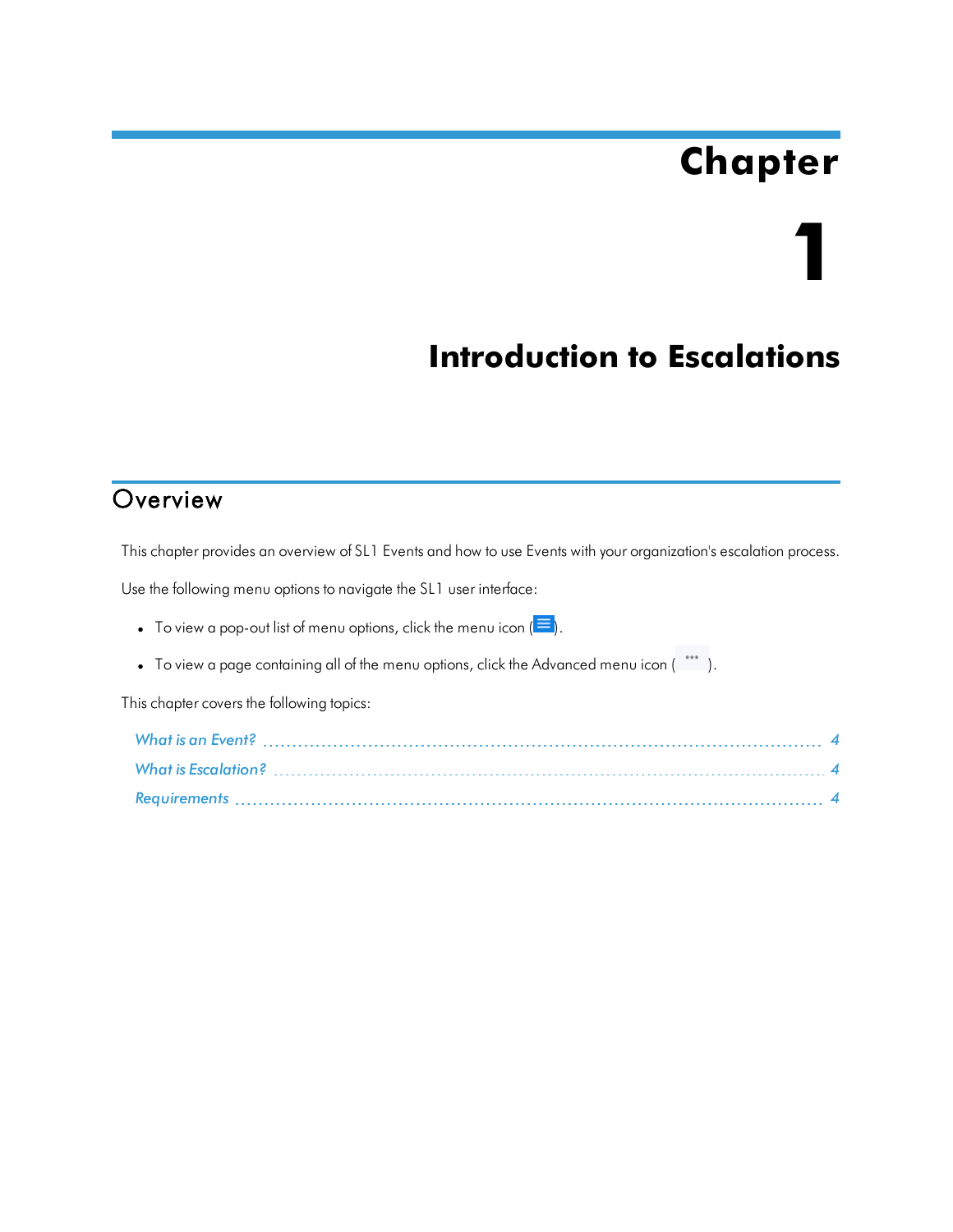# Chapter

# 1

# Introduction to Escalations

## Overview

This chapter provides an overview of SL1 Events and how to use Events with your organization's escalation process.

Use the following menu options to navigate the SL1 user interface:

- To view a pop-out list of menu options, click the menu icon ( ).
- To view a page containing all of the menu options, click the Advanced menu icon ( ).

This chapter covers the following topics:

*What is an Event?* ........................................ 4

*What is Escalation?* ........................................ 4

*Requirements* ........................................ 4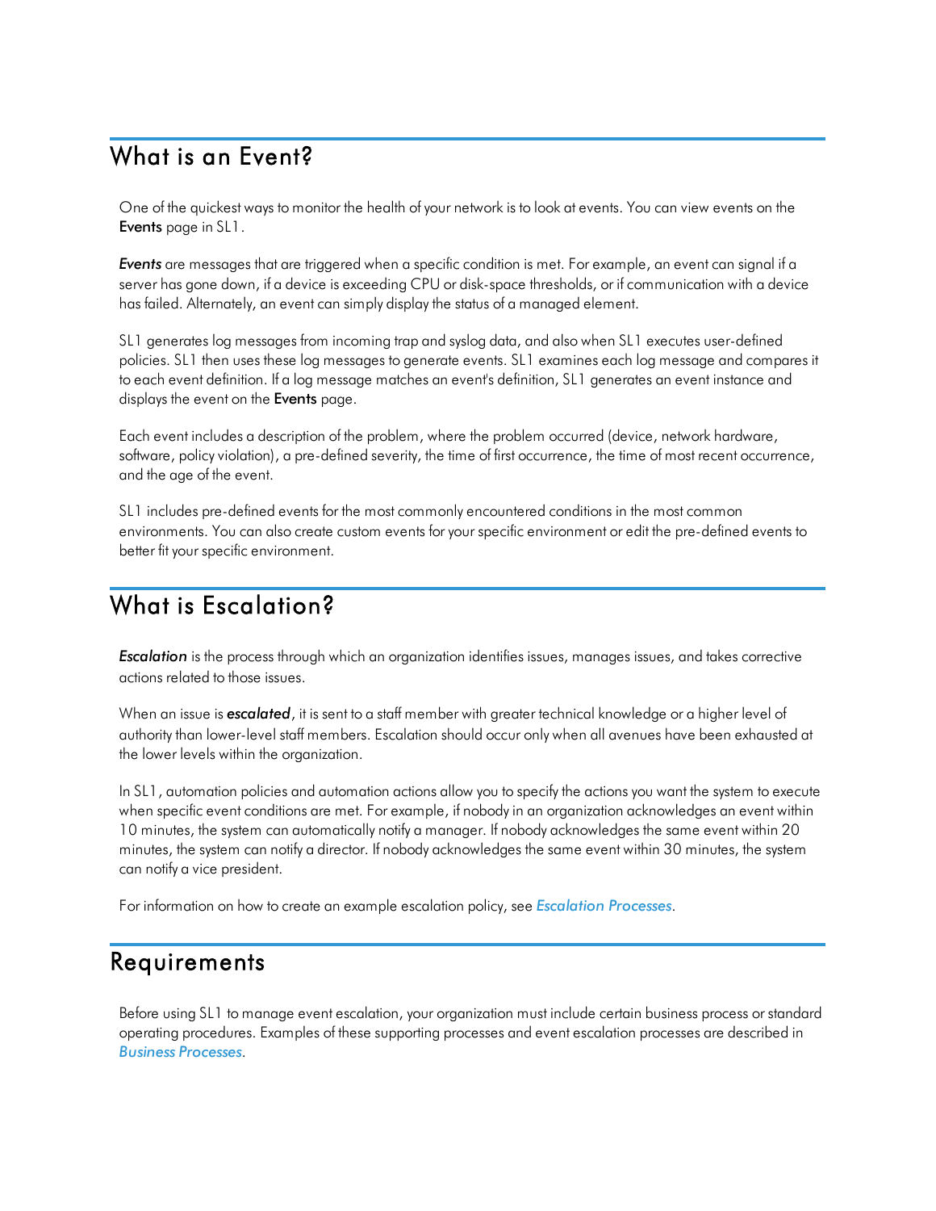# What is an Event?

One of the quickest ways to monitor the health of your network is to look at events. You can view events on the **Events** page in SL1.

***Events*** are messages that are triggered when a specific condition is met. For example, an event can signal if a server has gone down, if a device is exceeding CPU or disk-space thresholds, or if communication with a device has failed. Alternately, an event can simply display the status of a managed element.

SL1 generates log messages from incoming trap and syslog data, and also when SL1 executes user-defined policies. SL1 then uses these log messages to generate events. SL1 examines each log message and compares it to each event definition. If a log message matches an event's definition, SL1 generates an event instance and displays the event on the **Events** page.

Each event includes a description of the problem, where the problem occurred (device, network hardware, software, policy violation), a pre-defined severity, the time of first occurrence, the time of most recent occurrence, and the age of the event.

SL1 includes pre-defined events for the most commonly encountered conditions in the most common environments. You can also create custom events for your specific environment or edit the pre-defined events to better fit your specific environment.

# What is Escalation?

***Escalation*** is the process through which an organization identifies issues, manages issues, and takes corrective actions related to those issues.

When an issue is ***escalated***, it is sent to a staff member with greater technical knowledge or a higher level of authority than lower-level staff members. Escalation should occur only when all avenues have been exhausted at the lower levels within the organization.

In SL1, automation policies and automation actions allow you to specify the actions you want the system to execute when specific event conditions are met. For example, if nobody in an organization acknowledges an event within 10 minutes, the system can automatically notify a manager. If nobody acknowledges the same event within 20 minutes, the system can notify a director. If nobody acknowledges the same event within 30 minutes, the system can notify a vice president.

For information on how to create an example escalation policy, see ***Escalation Processes***.

# Requirements

Before using SL1 to manage event escalation, your organization must include certain business process or standard operating procedures. Examples of these supporting processes and event escalation processes are described in ***Business Processes***.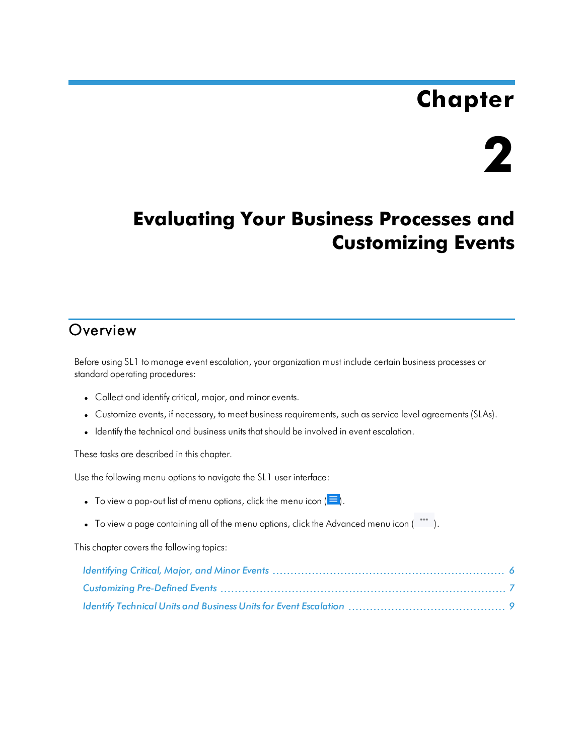# Chapter 2

# Evaluating Your Business Processes and Customizing Events

## Overview

Before using SL1 to manage event escalation, your organization must include certain business processes or standard operating procedures:

- Collect and identify critical, major, and minor events.
- Customize events, if necessary, to meet business requirements, such as service level agreements (SLAs).
- Identify the technical and business units that should be involved in event escalation.

These tasks are described in this chapter.

Use the following menu options to navigate the SL1 user interface:

- To view a pop-out list of menu options, click the menu icon ( ).
- To view a page containing all of the menu options, click the Advanced menu icon ( ).

This chapter covers the following topics:

*Identifying Critical, Major, and Minor Events* ........ 6

*Customizing Pre-Defined Events* ........ 7

*Identify Technical Units and Business Units for Event Escalation* ........ 9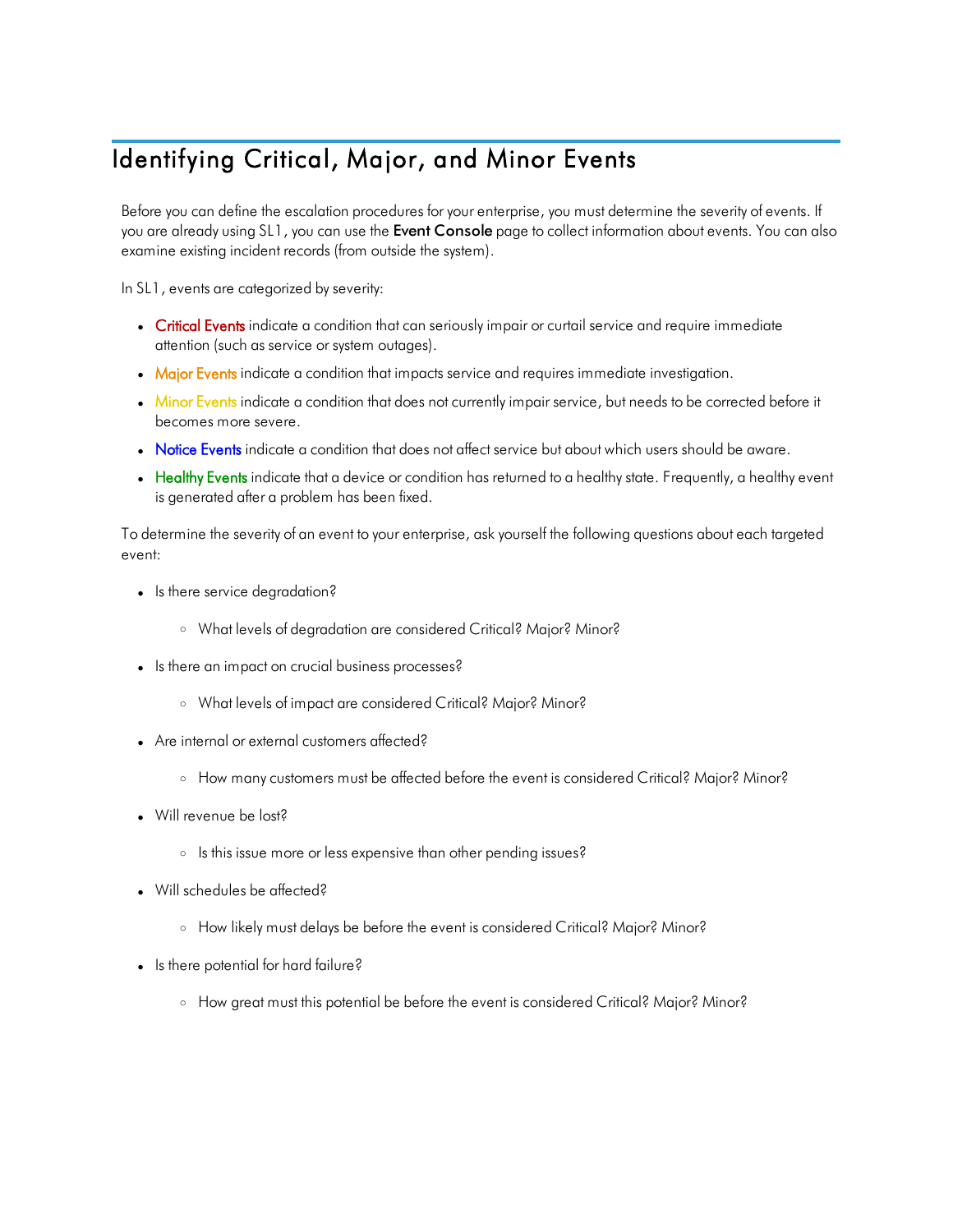# Identifying Critical, Major, and Minor Events

Before you can define the escalation procedures for your enterprise, you must determine the severity of events. If you are already using SL1, you can use the **Event Console** page to collect information about events. You can also examine existing incident records (from outside the system).

In SL1, events are categorized by severity:

- Critical Events indicate a condition that can seriously impair or curtail service and require immediate attention (such as service or system outages).
- Major Events indicate a condition that impacts service and requires immediate investigation.
- Minor Events indicate a condition that does not currently impair service, but needs to be corrected before it becomes more severe.
- Notice Events indicate a condition that does not affect service but about which users should be aware.
- Healthy Events indicate that a device or condition has returned to a healthy state. Frequently, a healthy event is generated after a problem has been fixed.

To determine the severity of an event to your enterprise, ask yourself the following questions about each targeted event:

- Is there service degradation?
  - What levels of degradation are considered Critical? Major? Minor?
- Is there an impact on crucial business processes?
  - What levels of impact are considered Critical? Major? Minor?
- Are internal or external customers affected?
  - How many customers must be affected before the event is considered Critical? Major? Minor?
- Will revenue be lost?
  - Is this issue more or less expensive than other pending issues?
- Will schedules be affected?
  - How likely must delays be before the event is considered Critical? Major? Minor?
- Is there potential for hard failure?
  - How great must this potential be before the event is considered Critical? Major? Minor?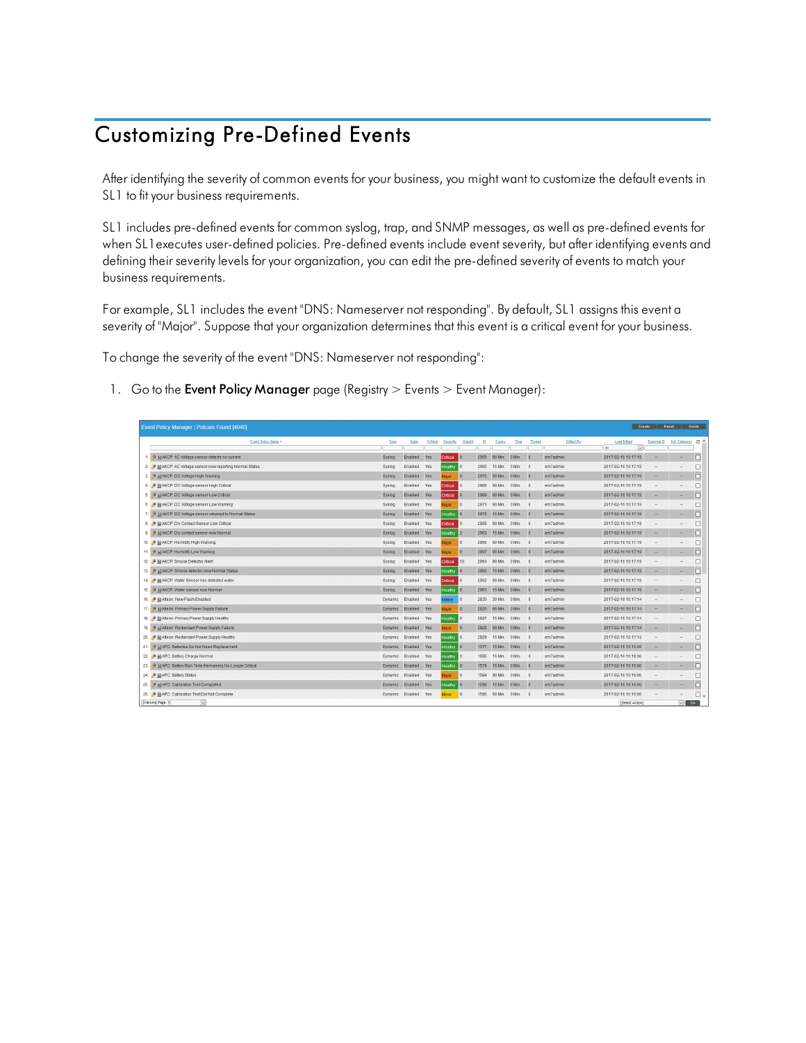# Customizing Pre-Defined Events

After identifying the severity of common events for your business, you might want to customize the default events in SL1 to fit your business requirements.

SL1 includes pre-defined events for common syslog, trap, and SNMP messages, as well as pre-defined events for when SL1executes user-defined policies. Pre-defined events include event severity, but after identifying events and defining their severity levels for your organization, you can edit the pre-defined severity of events to match your business requirements.

For example, SL1 includes the event "DNS: Nameserver not responding". By default, SL1 assigns this event a severity of "Major". Suppose that your organization determines that this event is a critical event for your business.

To change the severity of the event "DNS: Nameserver not responding":

1. Go to the **Event Policy Manager** page (Registry > Events > Event Manager):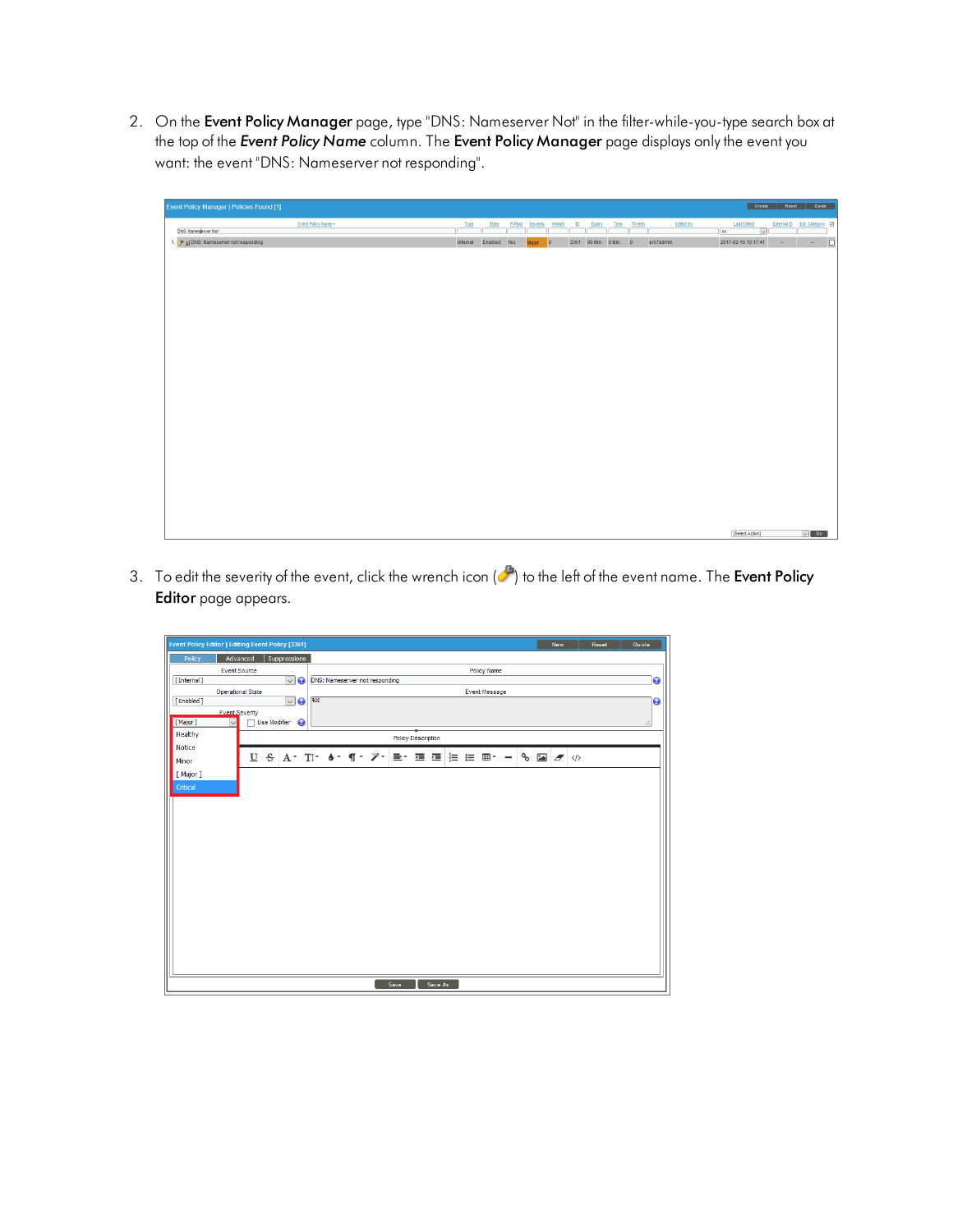2. On the **Event Policy Manager** page, type "DNS: Nameserver Not" in the filter-while-you-type search box at the top of the ***Event Policy Name*** column. The **Event Policy Manager** page displays only the event you want: the event "DNS: Nameserver not responding".

3. To edit the severity of the event, click the wrench icon ( ) to the left of the event name. The **Event Policy Editor** page appears.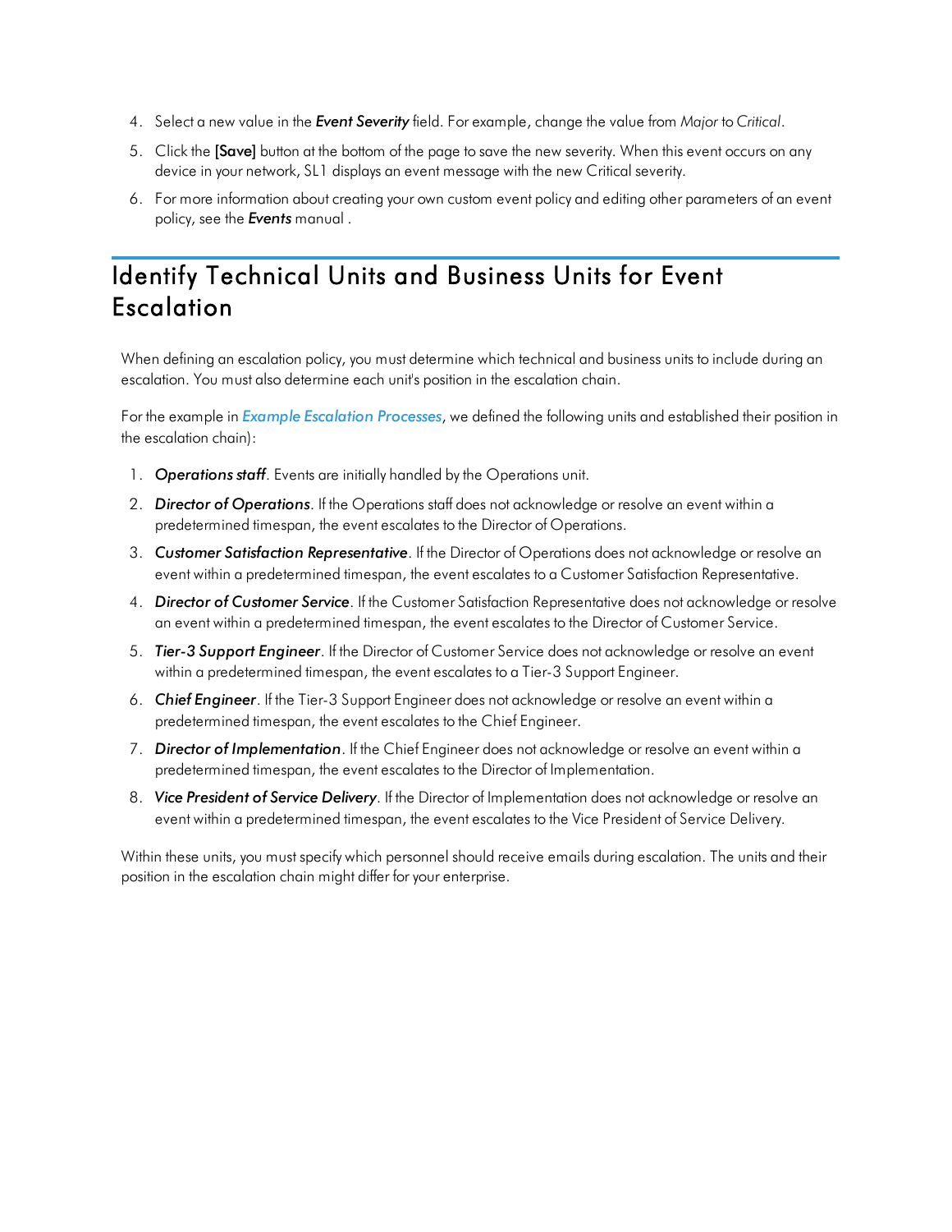4. Select a new value in the ***Event Severity*** field. For example, change the value from *Major* to *Critical*.
5. Click the **[Save]** button at the bottom of the page to save the new severity. When this event occurs on any device in your network, SL1 displays an event message with the new Critical severity.
6. For more information about creating your own custom event policy and editing other parameters of an event policy, see the ***Events*** manual .

# Identify Technical Units and Business Units for Event Escalation

When defining an escalation policy, you must determine which technical and business units to include during an escalation. You must also determine each unit's position in the escalation chain.

For the example in *Example Escalation Processes*, we defined the following units and established their position in the escalation chain):

1. ***Operations staff***. Events are initially handled by the Operations unit.
2. ***Director of Operations***. If the Operations staff does not acknowledge or resolve an event within a predetermined timespan, the event escalates to the Director of Operations.
3. ***Customer Satisfaction Representative***. If the Director of Operations does not acknowledge or resolve an event within a predetermined timespan, the event escalates to a Customer Satisfaction Representative.
4. ***Director of Customer Service***. If the Customer Satisfaction Representative does not acknowledge or resolve an event within a predetermined timespan, the event escalates to the Director of Customer Service.
5. ***Tier-3 Support Engineer***. If the Director of Customer Service does not acknowledge or resolve an event within a predetermined timespan, the event escalates to a Tier-3 Support Engineer.
6. ***Chief Engineer***. If the Tier-3 Support Engineer does not acknowledge or resolve an event within a predetermined timespan, the event escalates to the Chief Engineer.
7. ***Director of Implementation***. If the Chief Engineer does not acknowledge or resolve an event within a predetermined timespan, the event escalates to the Director of Implementation.
8. ***Vice President of Service Delivery***. If the Director of Implementation does not acknowledge or resolve an event within a predetermined timespan, the event escalates to the Vice President of Service Delivery.

Within these units, you must specify which personnel should receive emails during escalation. The units and their position in the escalation chain might differ for your enterprise.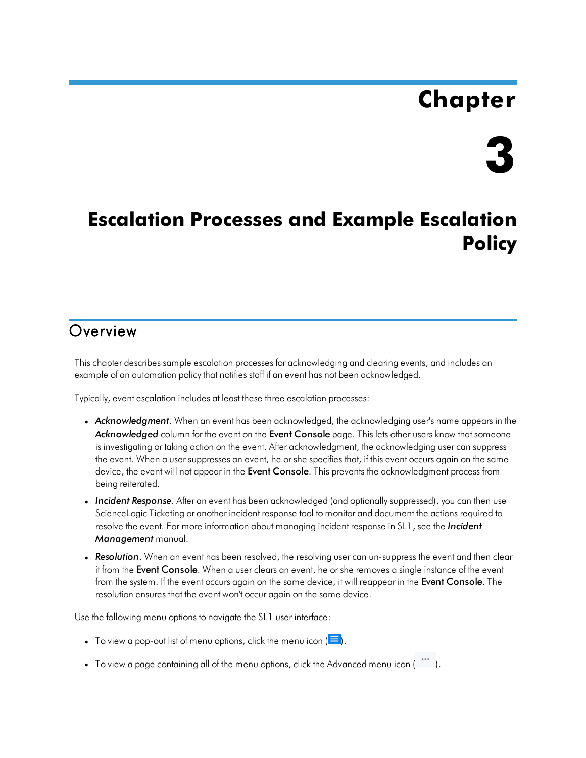# Chapter 3

# Escalation Processes and Example Escalation Policy

## Overview

This chapter describes sample escalation processes for acknowledging and clearing events, and includes an example of an automation policy that notifies staff if an event has not been acknowledged.

Typically, event escalation includes at least these three escalation processes:

- ***Acknowledgment***. When an event has been acknowledged, the acknowledging user's name appears in the ***Acknowledged*** column for the event on the **Event Console** page. This lets other users know that someone is investigating or taking action on the event. After acknowledgment, the acknowledging user can suppress the event. When a user suppresses an event, he or she specifies that, if this event occurs again on the same device, the event will not appear in the **Event Console**. This prevents the acknowledgment process from being reiterated.
- ***Incident Response***. After an event has been acknowledged (and optionally suppressed), you can then use ScienceLogic Ticketing or another incident response tool to monitor and document the actions required to resolve the event. For more information about managing incident response in SL1, see the ***Incident Management*** manual.
- ***Resolution***. When an event has been resolved, the resolving user can un-suppress the event and then clear it from the **Event Console**. When a user clears an event, he or she removes a single instance of the event from the system. If the event occurs again on the same device, it will reappear in the **Event Console**. The resolution ensures that the event won't occur again on the same device.

Use the following menu options to navigate the SL1 user interface:

- To view a pop-out list of menu options, click the menu icon ( ).
- To view a page containing all of the menu options, click the Advanced menu icon ( ).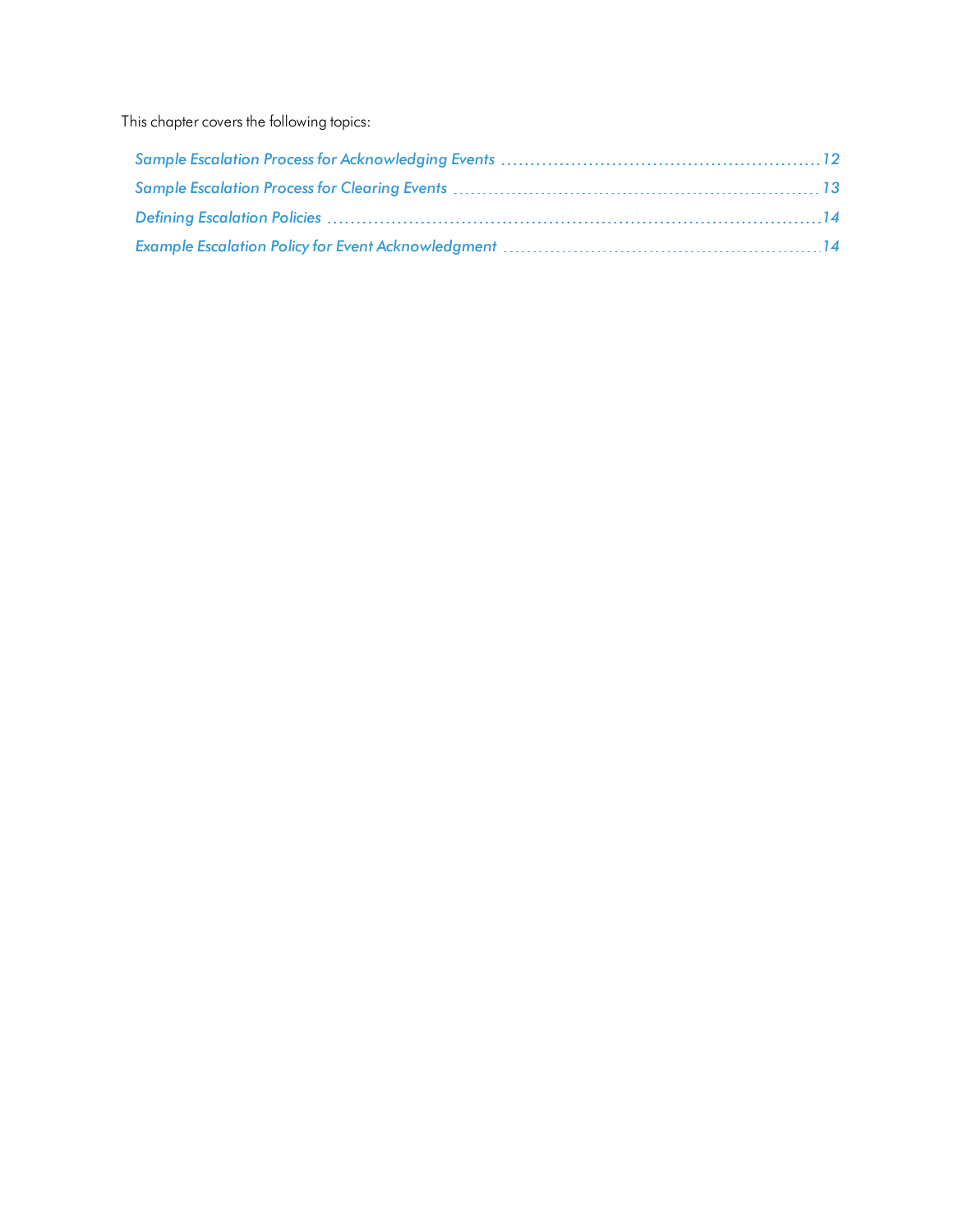This chapter covers the following topics:

- *Sample Escalation Process for Acknowledging Events* ........ 12
- *Sample Escalation Process for Clearing Events* ........ 13
- *Defining Escalation Policies* ........ 14
- *Example Escalation Policy for Event Acknowledgment* ........ 14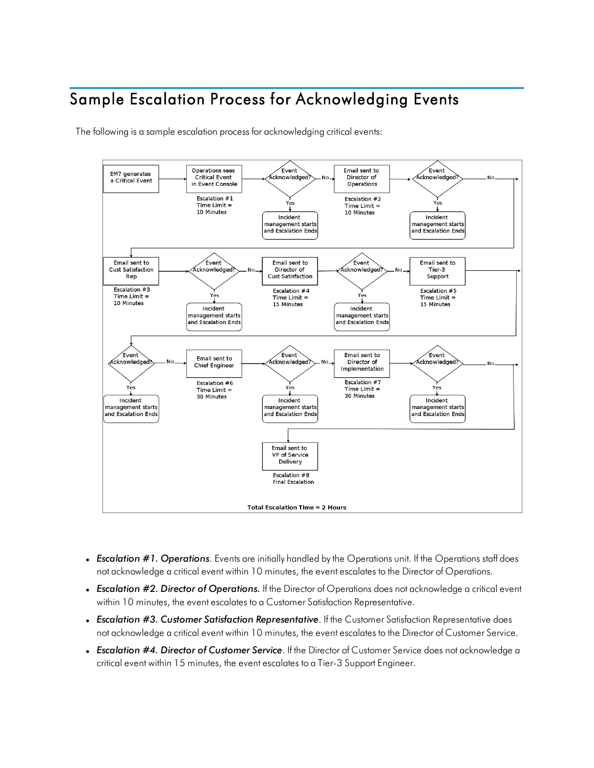# Sample Escalation Process for Acknowledging Events

The following is a sample escalation process for acknowledging critical events:

- ***Escalation #1. Operations***. Events are initially handled by the Operations unit. If the Operations staff does not acknowledge a critical event within 10 minutes, the event escalates to the Director of Operations.
- ***Escalation #2. Director of Operations.*** If the Director of Operations does not acknowledge a critical event within 10 minutes, the event escalates to a Customer Satisfaction Representative.
- ***Escalation #3. Customer Satisfaction Representative***. If the Customer Satisfaction Representative does not acknowledge a critical event within 10 minutes, the event escalates to the Director of Customer Service.
- ***Escalation #4. Director of Customer Service***. If the Director of Customer Service does not acknowledge a critical event within 15 minutes, the event escalates to a Tier-3 Support Engineer.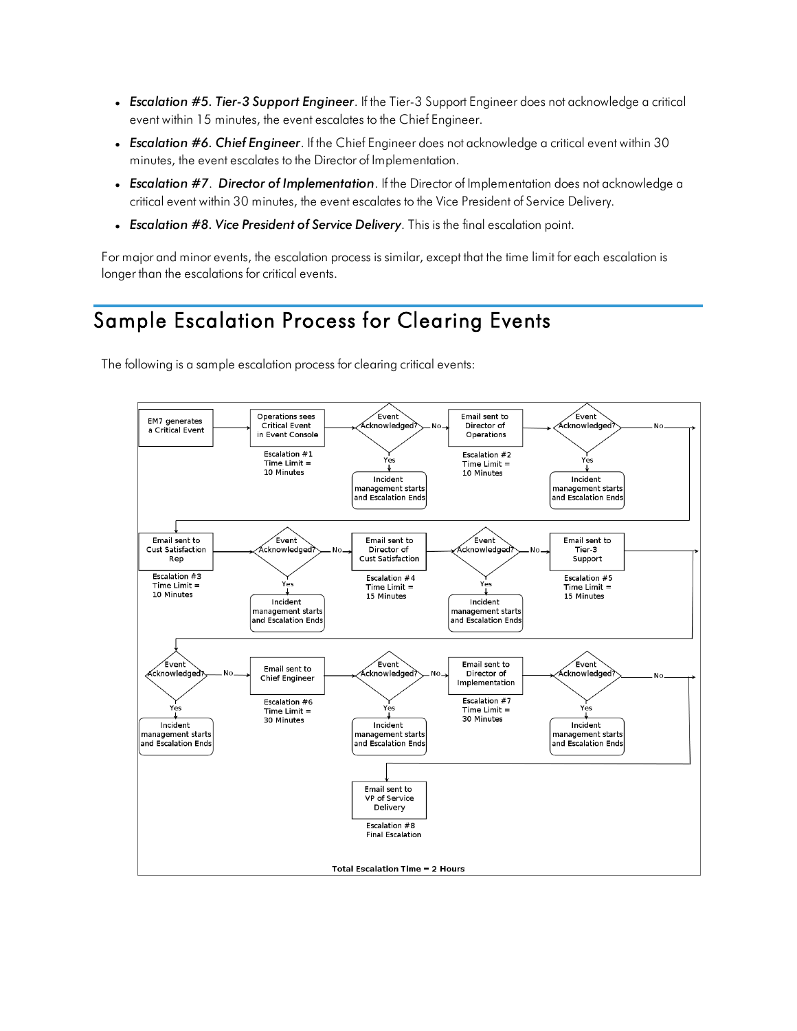- ***Escalation #5. Tier-3 Support Engineer***. If the Tier-3 Support Engineer does not acknowledge a critical event within 15 minutes, the event escalates to the Chief Engineer.
- ***Escalation #6. Chief Engineer***. If the Chief Engineer does not acknowledge a critical event within 30 minutes, the event escalates to the Director of Implementation.
- ***Escalation #7***. ***Director of Implementation***. If the Director of Implementation does not acknowledge a critical event within 30 minutes, the event escalates to the Vice President of Service Delivery.
- ***Escalation #8. Vice President of Service Delivery***. This is the final escalation point.

For major and minor events, the escalation process is similar, except that the time limit for each escalation is longer than the escalations for critical events.

# Sample Escalation Process for Clearing Events

The following is a sample escalation process for clearing critical events:

EM7 generates a Critical Event → Operations sees Critical Event in Event Console (Escalation #1, Time Limit = 10 Minutes) → Event Acknowledged? Yes: Incident management starts and Escalation Ends. No → Email sent to Director of Operations (Escalation #2, Time Limit = 10 Minutes) → Event Acknowledged? Yes: Incident management starts and Escalation Ends. No → Email sent to Cust Satisfaction Rep (Escalation #3, Time Limit = 10 Minutes) → Event Acknowledged? Yes: Incident management starts and Escalation Ends. No → Email sent to Director of Cust Satisfaction (Escalation #4, Time Limit = 15 Minutes) → Event Acknowledged? Yes: Incident management starts and Escalation Ends. No → Email sent to Tier-3 Support (Escalation #5, Time Limit = 15 Minutes) → Event Acknowledged? Yes: Incident management starts and Escalation Ends. No → Email sent to Chief Engineer (Escalation #6, Time Limit = 30 Minutes) → Event Acknowledged? Yes: Incident management starts and Escalation Ends. No → Email sent to Director of Implementation (Escalation #7, Time Limit = 30 Minutes) → Event Acknowledged? Yes: Incident management starts and Escalation Ends. No → Email sent to VP of Service Delivery (Escalation #8, Final Escalation)

**Total Escalation Time = 2 Hours**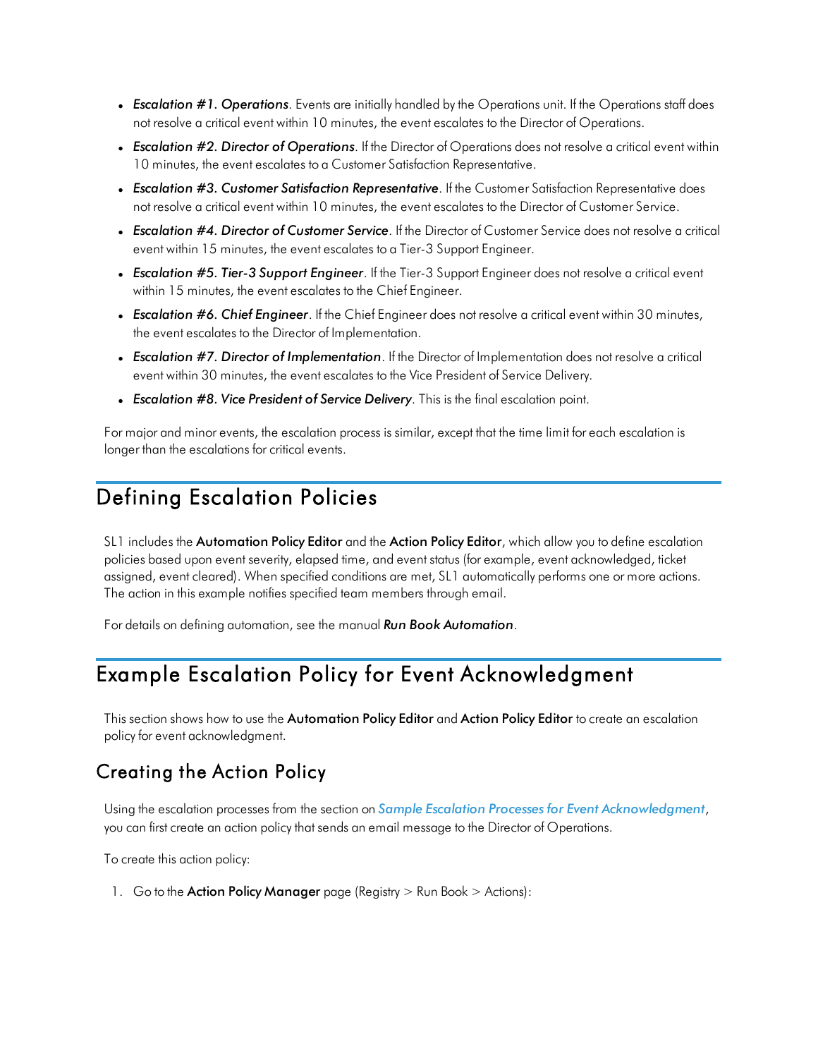- ***Escalation #1. Operations***. Events are initially handled by the Operations unit. If the Operations staff does not resolve a critical event within 10 minutes, the event escalates to the Director of Operations.
- ***Escalation #2. Director of Operations***. If the Director of Operations does not resolve a critical event within 10 minutes, the event escalates to a Customer Satisfaction Representative.
- ***Escalation #3. Customer Satisfaction Representative***. If the Customer Satisfaction Representative does not resolve a critical event within 10 minutes, the event escalates to the Director of Customer Service.
- ***Escalation #4. Director of Customer Service***. If the Director of Customer Service does not resolve a critical event within 15 minutes, the event escalates to a Tier-3 Support Engineer.
- ***Escalation #5. Tier-3 Support Engineer***. If the Tier-3 Support Engineer does not resolve a critical event within 15 minutes, the event escalates to the Chief Engineer.
- ***Escalation #6. Chief Engineer***. If the Chief Engineer does not resolve a critical event within 30 minutes, the event escalates to the Director of Implementation.
- ***Escalation #7. Director of Implementation***. If the Director of Implementation does not resolve a critical event within 30 minutes, the event escalates to the Vice President of Service Delivery.
- ***Escalation #8. Vice President of Service Delivery***. This is the final escalation point.

For major and minor events, the escalation process is similar, except that the time limit for each escalation is longer than the escalations for critical events.

# Defining Escalation Policies

SL1 includes the **Automation Policy Editor** and the **Action Policy Editor**, which allow you to define escalation policies based upon event severity, elapsed time, and event status (for example, event acknowledged, ticket assigned, event cleared). When specified conditions are met, SL1 automatically performs one or more actions. The action in this example notifies specified team members through email.

For details on defining automation, see the manual ***Run Book Automation***.

# Example Escalation Policy for Event Acknowledgment

This section shows how to use the **Automation Policy Editor** and **Action Policy Editor** to create an escalation policy for event acknowledgment.

## Creating the Action Policy

Using the escalation processes from the section on *Sample Escalation Processes for Event Acknowledgment*, you can first create an action policy that sends an email message to the Director of Operations.

To create this action policy:

1. Go to the **Action Policy Manager** page (Registry > Run Book > Actions):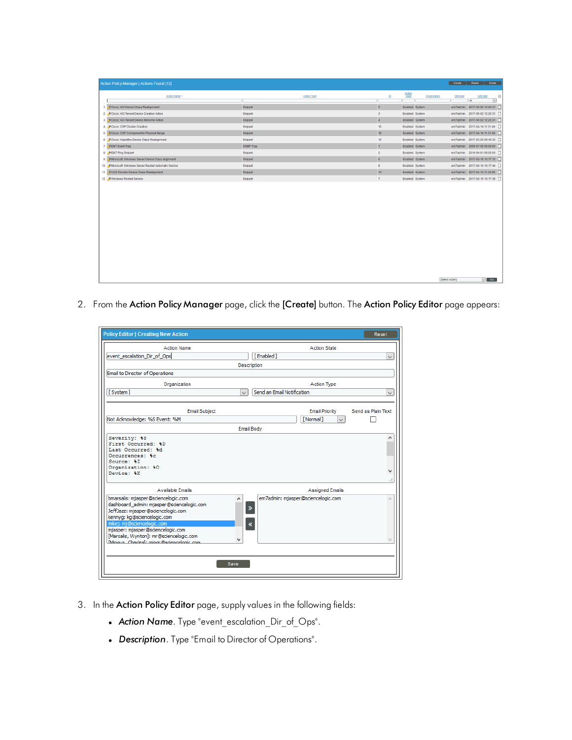2. From the **Action Policy Manager** page, click the **[Create]** button. The **Action Policy Editor** page appears:

3. In the **Action Policy Editor** page, supply values in the following fields:

   - ***Action Name***. Type "event_escalation_Dir_of_Ops".
   - ***Description***. Type "Email to Director of Operations".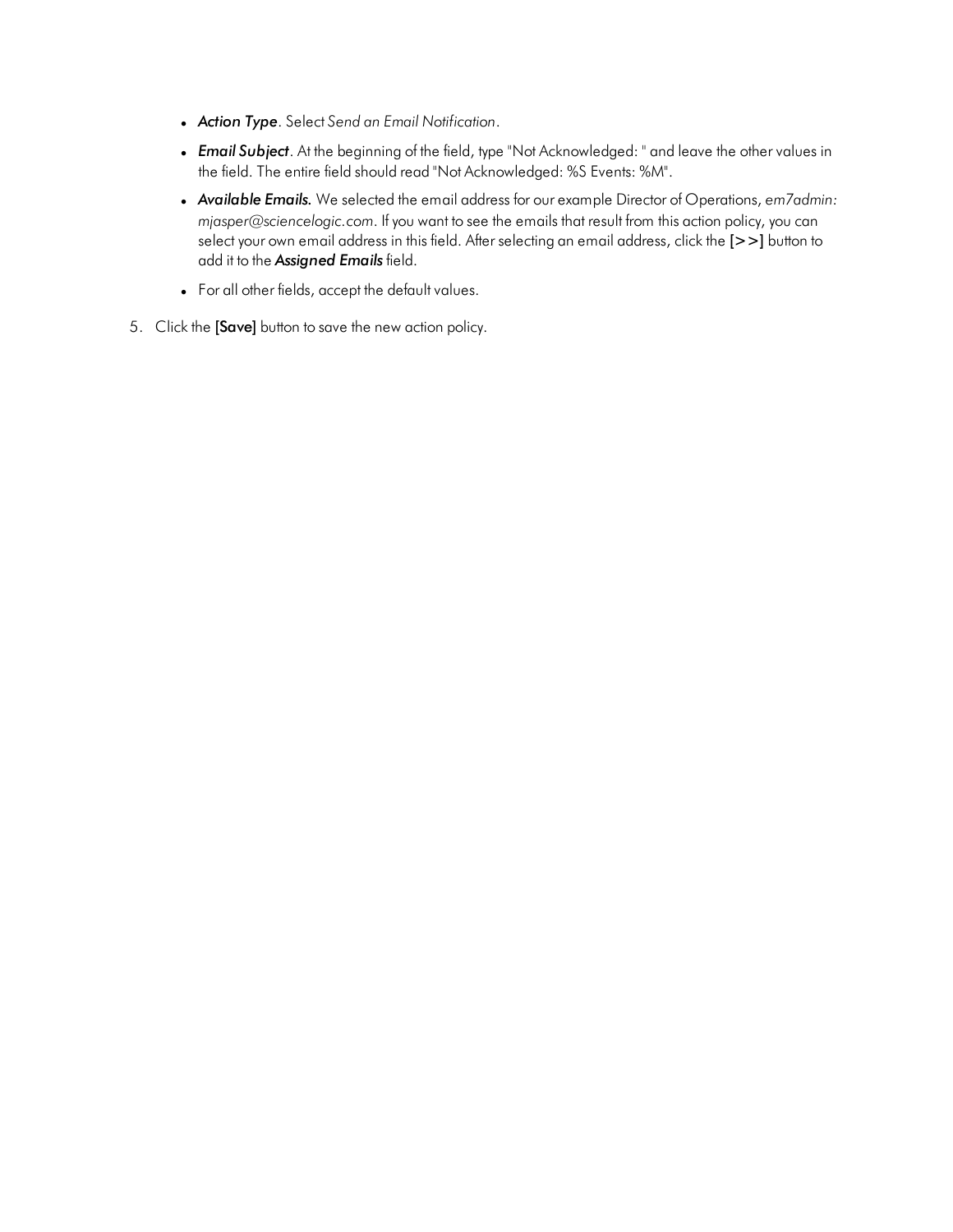- ***Action Type***. Select *Send an Email Notification*.
- ***Email Subject***. At the beginning of the field, type "Not Acknowledged: " and leave the other values in the field. The entire field should read "Not Acknowledged: %S Events: %M".
- ***Available Emails.*** We selected the email address for our example Director of Operations, *em7admin: mjasper@sciencelogic.com*. If you want to see the emails that result from this action policy, you can select your own email address in this field. After selecting an email address, click the **[>>]** button to add it to the ***Assigned Emails*** field.
- For all other fields, accept the default values.

5. Click the **[Save]** button to save the new action policy.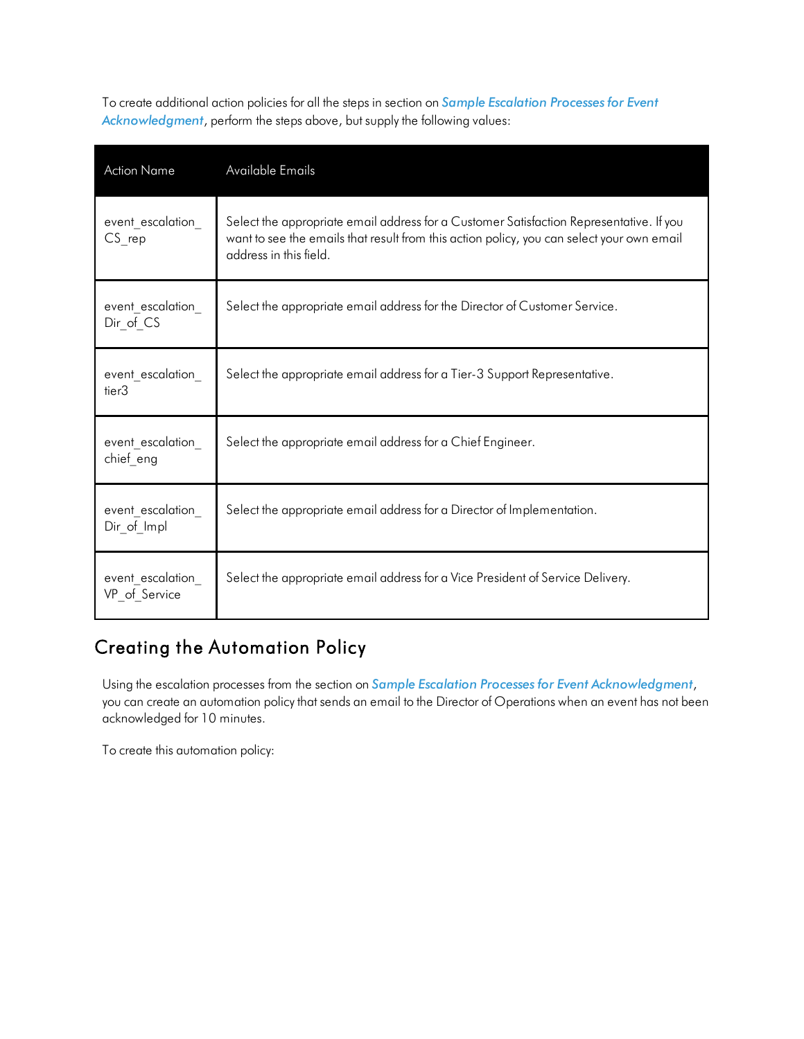To create additional action policies for all the steps in section on ***Sample Escalation Processes for Event Acknowledgment***, perform the steps above, but supply the following values:

| Action Name | Available Emails |
| --- | --- |
| event_escalation_CS_rep | Select the appropriate email address for a Customer Satisfaction Representative. If you want to see the emails that result from this action policy, you can select your own email address in this field. |
| event_escalation_Dir_of_CS | Select the appropriate email address for the Director of Customer Service. |
| event_escalation_tier3 | Select the appropriate email address for a Tier-3 Support Representative. |
| event_escalation_chief_eng | Select the appropriate email address for a Chief Engineer. |
| event_escalation_Dir_of_Impl | Select the appropriate email address for a Director of Implementation. |
| event_escalation_VP_of_Service | Select the appropriate email address for a Vice President of Service Delivery. |

## Creating the Automation Policy

Using the escalation processes from the section on ***Sample Escalation Processes for Event Acknowledgment***, you can create an automation policy that sends an email to the Director of Operations when an event has not been acknowledged for 10 minutes.

To create this automation policy: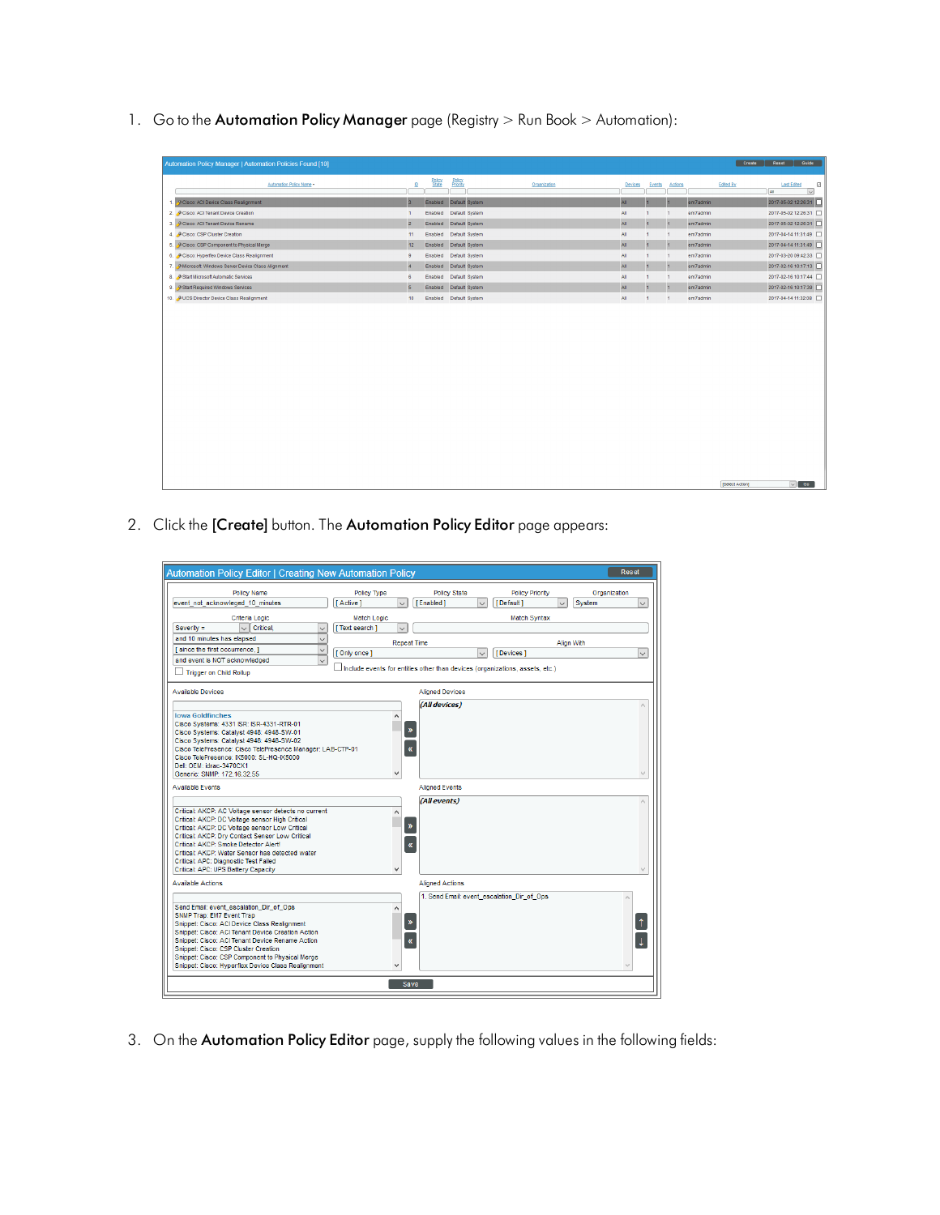1. Go to the **Automation Policy Manager** page (Registry > Run Book > Automation):

2. Click the **[Create]** button. The **Automation Policy Editor** page appears:

3. On the **Automation Policy Editor** page, supply the following values in the following fields: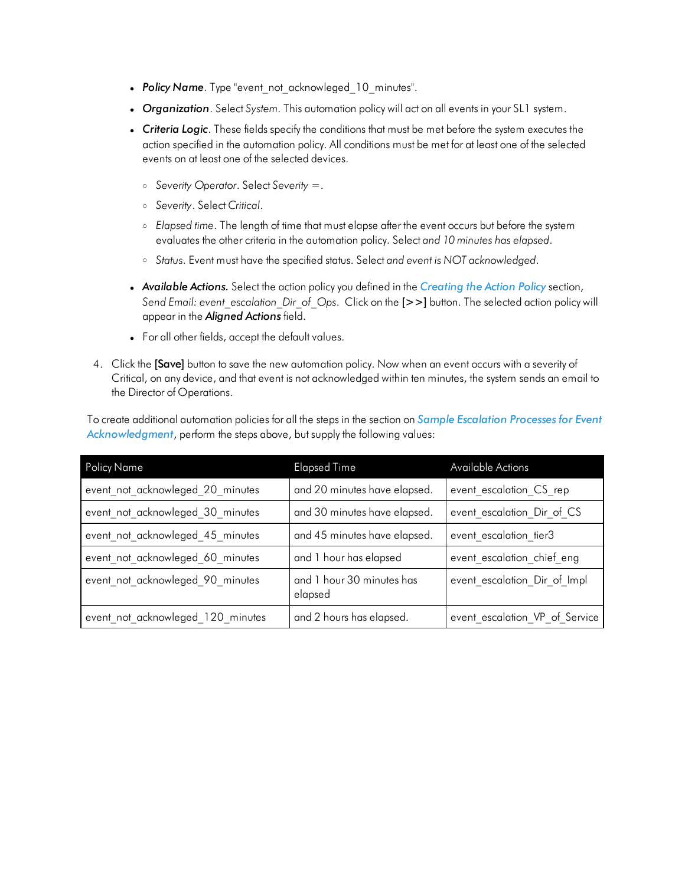- ***Policy Name***. Type "event_not_acknowleged_10_minutes".
- ***Organization***. Select *System*. This automation policy will act on all events in your SL1 system.
- ***Criteria Logic***. These fields specify the conditions that must be met before the system executes the action specified in the automation policy. All conditions must be met for at least one of the selected events on at least one of the selected devices.
  - *Severity Operator*. Select *Severity =*.
  - *Severity*. Select *Critical*.
  - *Elapsed time*. The length of time that must elapse after the event occurs but before the system evaluates the other criteria in the automation policy. Select *and 10 minutes has elapsed*.
  - *Status*. Event must have the specified status. Select *and event is NOT acknowledged*.
- ***Available Actions.*** Select the action policy you defined in the ***Creating the Action Policy*** section, *Send Email: event_escalation_Dir_of_Ops*. Click on the **[>>]** button. The selected action policy will appear in the ***Aligned Actions*** field.
- For all other fields, accept the default values.

4. Click the **[Save]** button to save the new automation policy. Now when an event occurs with a severity of Critical, on any device, and that event is not acknowledged within ten minutes, the system sends an email to the Director of Operations.

To create additional automation policies for all the steps in the section on ***Sample Escalation Processes for Event Acknowledgment***, perform the steps above, but supply the following values:

| Policy Name | Elapsed Time | Available Actions |
|---|---|---|
| event_not_acknowleged_20_minutes | and 20 minutes have elapsed. | event_escalation_CS_rep |
| event_not_acknowleged_30_minutes | and 30 minutes have elapsed. | event_escalation_Dir_of_CS |
| event_not_acknowleged_45_minutes | and 45 minutes have elapsed. | event_escalation_tier3 |
| event_not_acknowleged_60_minutes | and 1 hour has elapsed | event_escalation_chief_eng |
| event_not_acknowleged_90_minutes | and 1 hour 30 minutes has elapsed | event_escalation_Dir_of_Impl |
| event_not_acknowleged_120_minutes | and 2 hours has elapsed. | event_escalation_VP_of_Service |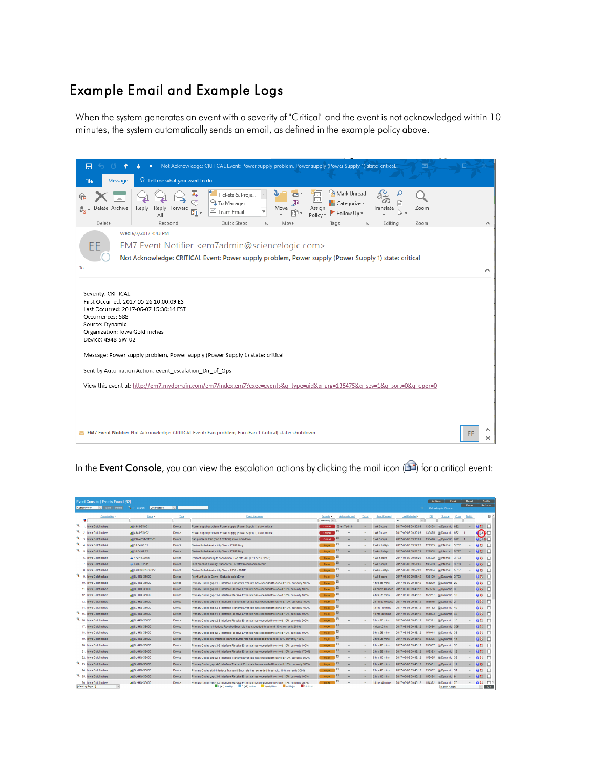# Example Email and Example Logs

When the system generates an event with a severity of "Critical" and the event is not acknowledged within 10 minutes, the system automatically sends an email, as defined in the example policy above.

Not Acknowledge: CRITICAL Event: Power supply problem, Power supply (Power Supply 1) state: critical

Wed 6/7/2017 4:43 PM

EM7 Event Notifier <em7admin@sciencelogic.com>

Not Acknowledge: CRITICAL Event: Power supply problem, Power supply (Power Supply 1) state: critical

Severity: CRITICAL
First Occurred: 2017-05-26 10:00:09 EST
Last Occurred: 2017-06-07 15:30:14 EST
Occurrences: 588
Source: Dynamic
Organization: Iowa Goldfinches
Device: 4948-SW-02

Message: Power supply problem, Power supply (Power Supply 1) state: critical

Sent by Automation Action: event_escalation_Dir_of_Ops

View this event at: http://em7.mydomain.com/em7/index.em7?exec=events&q_type=aid&q_arg=136475&q_sev=1&q_sort=0&q_oper=0

EM7 Event Notifier Not Acknowledge: CRITICAL Event: Fan problem, Fan (Fan 1 Critical) state: shutdown

In the **Event Console**, you can view the escalation actions by clicking the mail icon ( ) for a critical event: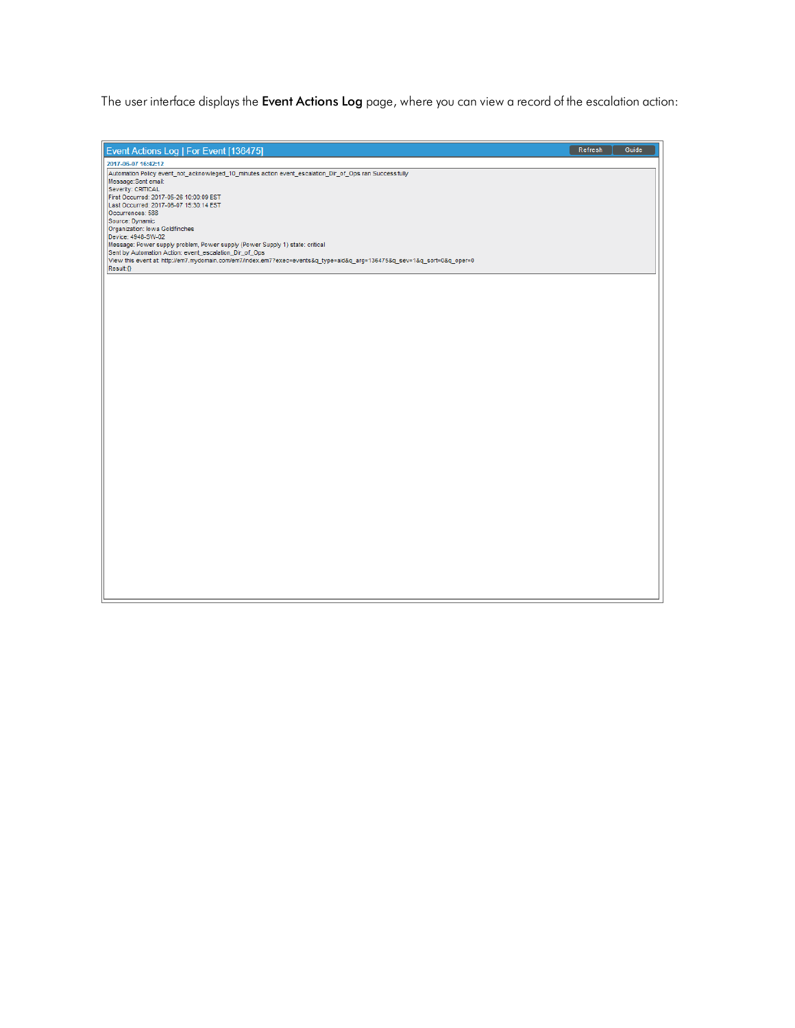The user interface displays the **Event Actions Log** page, where you can view a record of the escalation action:

Event Actions Log | For Event [136475]

Refresh | Guide

2017-06-07 16:42:12

Automation Policy event_not_acknowleged_10_minutes action event_escalation_Dir_of_Ops ran Successfully
Message:Sent email:
Severity: CRITICAL
First Occurred: 2017-05-26 10:00:09 EST
Last Occurred: 2017-06-07 15:30:14 EST
Occurrences: 588
Source: Dynamic
Organization: Iowa Goldfinches
Device: 4948-SW-02
Message: Power supply problem, Power supply (Power Supply 1) state: critical
Sent by Automation Action: event_escalation_Dir_of_Ops
View this event at: http://em7.mydomain.com/em7/index.em7?exec=events&q_type=aid&q_arg=136475&q_sev=1&q_sort=0&q_oper=0
Result:{}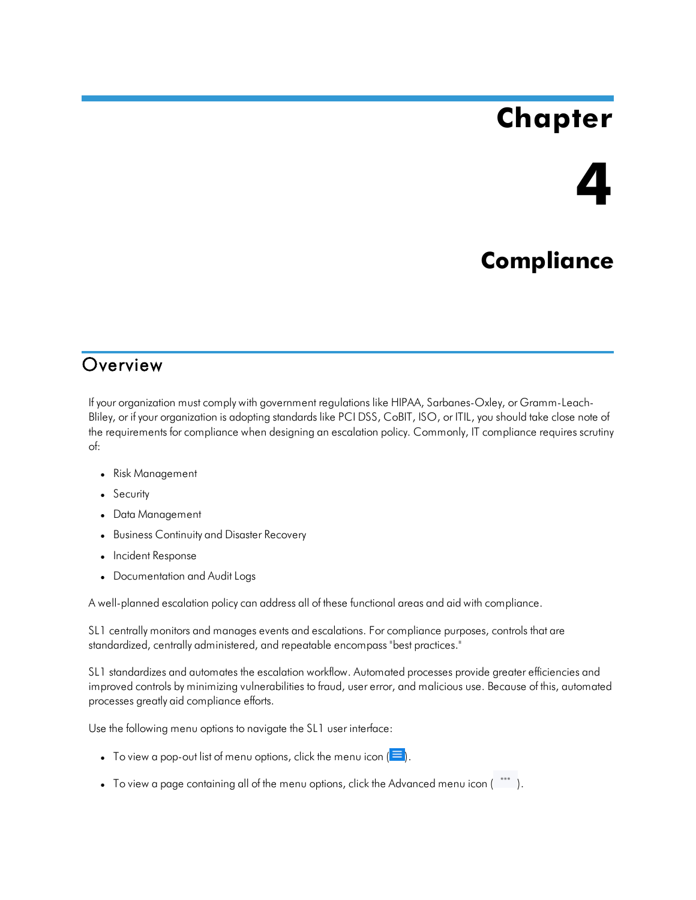# Chapter 4

# Compliance

## Overview

If your organization must comply with government regulations like HIPAA, Sarbanes-Oxley, or Gramm-Leach-Bliley, or if your organization is adopting standards like PCI DSS, CoBIT, ISO, or ITIL, you should take close note of the requirements for compliance when designing an escalation policy. Commonly, IT compliance requires scrutiny of:

- Risk Management
- Security
- Data Management
- Business Continuity and Disaster Recovery
- Incident Response
- Documentation and Audit Logs

A well-planned escalation policy can address all of these functional areas and aid with compliance.

SL1 centrally monitors and manages events and escalations. For compliance purposes, controls that are standardized, centrally administered, and repeatable encompass "best practices."

SL1 standardizes and automates the escalation workflow. Automated processes provide greater efficiencies and improved controls by minimizing vulnerabilities to fraud, user error, and malicious use. Because of this, automated processes greatly aid compliance efforts.

Use the following menu options to navigate the SL1 user interface:

- To view a pop-out list of menu options, click the menu icon ( ).
- To view a page containing all of the menu options, click the Advanced menu icon ( ).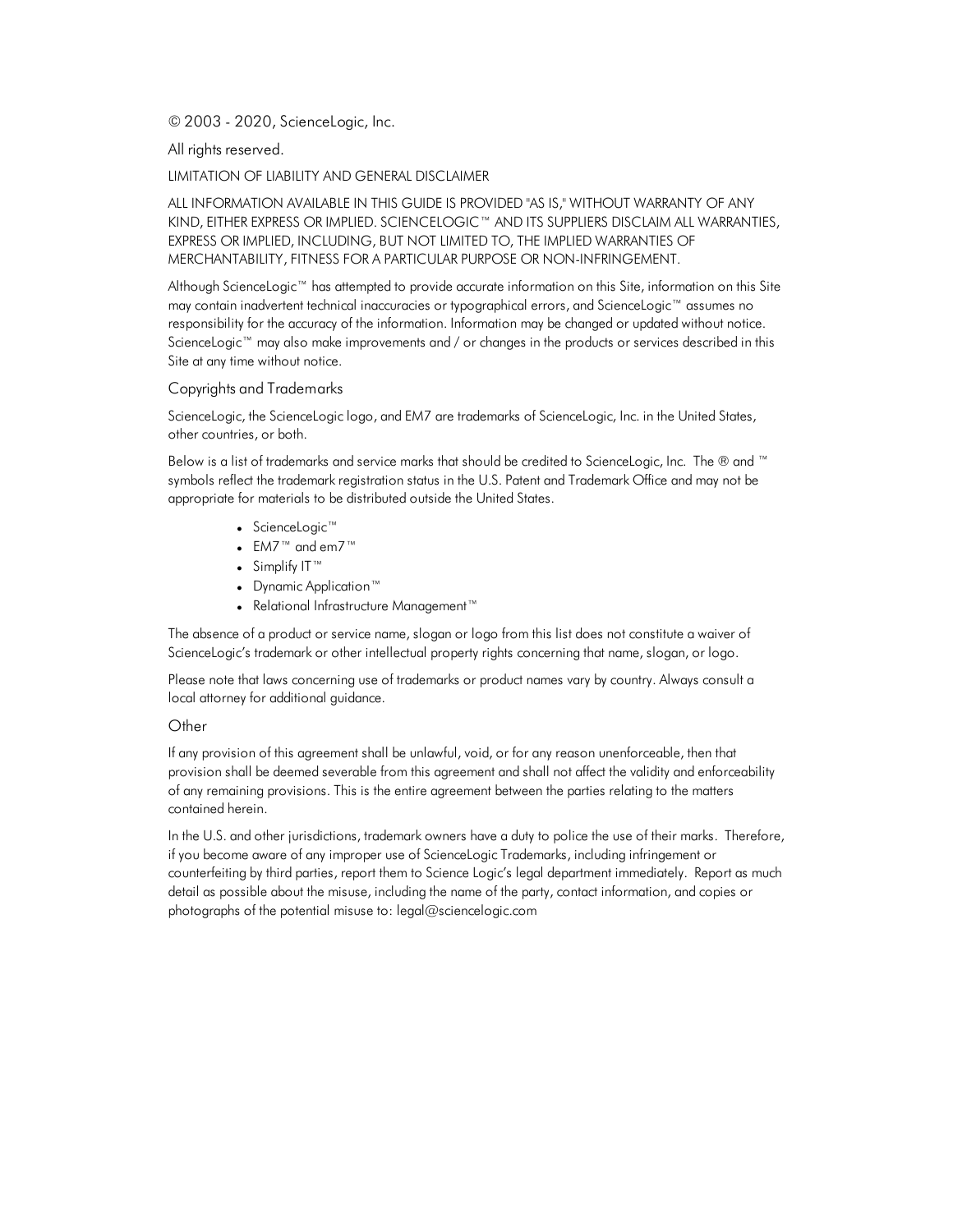© 2003 - 2020, ScienceLogic, Inc.

All rights reserved.

LIMITATION OF LIABILITY AND GENERAL DISCLAIMER

ALL INFORMATION AVAILABLE IN THIS GUIDE IS PROVIDED "AS IS," WITHOUT WARRANTY OF ANY KIND, EITHER EXPRESS OR IMPLIED. SCIENCELOGIC™ AND ITS SUPPLIERS DISCLAIM ALL WARRANTIES, EXPRESS OR IMPLIED, INCLUDING, BUT NOT LIMITED TO, THE IMPLIED WARRANTIES OF MERCHANTABILITY, FITNESS FOR A PARTICULAR PURPOSE OR NON-INFRINGEMENT.

Although ScienceLogic™ has attempted to provide accurate information on this Site, information on this Site may contain inadvertent technical inaccuracies or typographical errors, and ScienceLogic™ assumes no responsibility for the accuracy of the information. Information may be changed or updated without notice. ScienceLogic™ may also make improvements and / or changes in the products or services described in this Site at any time without notice.

## Copyrights and Trademarks

ScienceLogic, the ScienceLogic logo, and EM7 are trademarks of ScienceLogic, Inc. in the United States, other countries, or both.

Below is a list of trademarks and service marks that should be credited to ScienceLogic, Inc. The ® and ™ symbols reflect the trademark registration status in the U.S. Patent and Trademark Office and may not be appropriate for materials to be distributed outside the United States.

- ScienceLogic™
- EM7™ and em7™
- Simplify IT™
- Dynamic Application™
- Relational Infrastructure Management™

The absence of a product or service name, slogan or logo from this list does not constitute a waiver of ScienceLogic's trademark or other intellectual property rights concerning that name, slogan, or logo.

Please note that laws concerning use of trademarks or product names vary by country. Always consult a local attorney for additional guidance.

## Other

If any provision of this agreement shall be unlawful, void, or for any reason unenforceable, then that provision shall be deemed severable from this agreement and shall not affect the validity and enforceability of any remaining provisions. This is the entire agreement between the parties relating to the matters contained herein.

In the U.S. and other jurisdictions, trademark owners have a duty to police the use of their marks. Therefore, if you become aware of any improper use of ScienceLogic Trademarks, including infringement or counterfeiting by third parties, report them to Science Logic's legal department immediately. Report as much detail as possible about the misuse, including the name of the party, contact information, and copies or photographs of the potential misuse to: legal@sciencelogic.com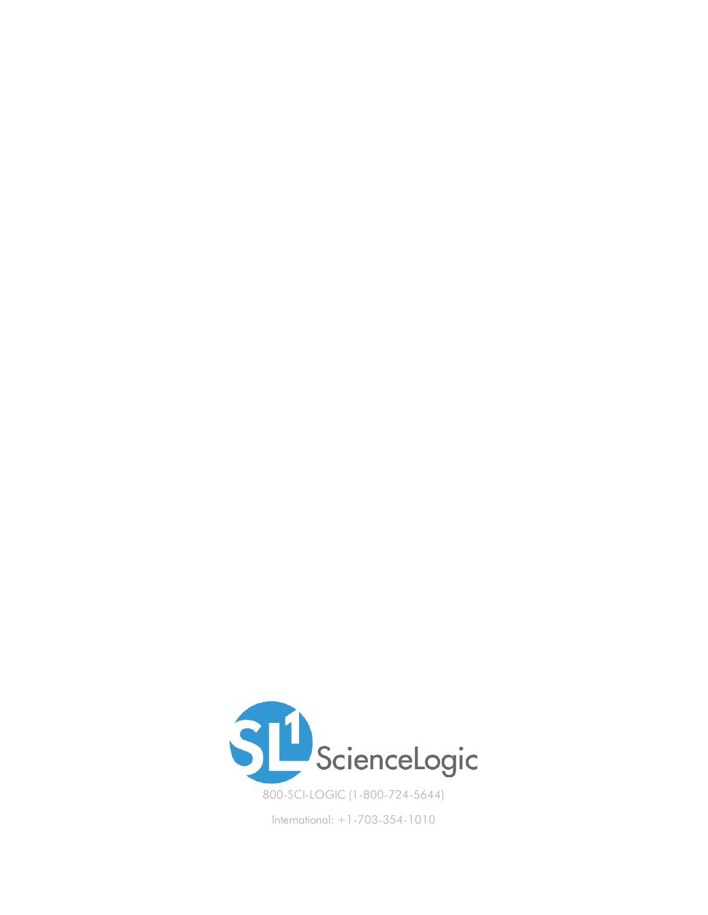ScienceLogic

800-SCI-LOGIC (1-800-724-5644)

International: +1-703-354-1010